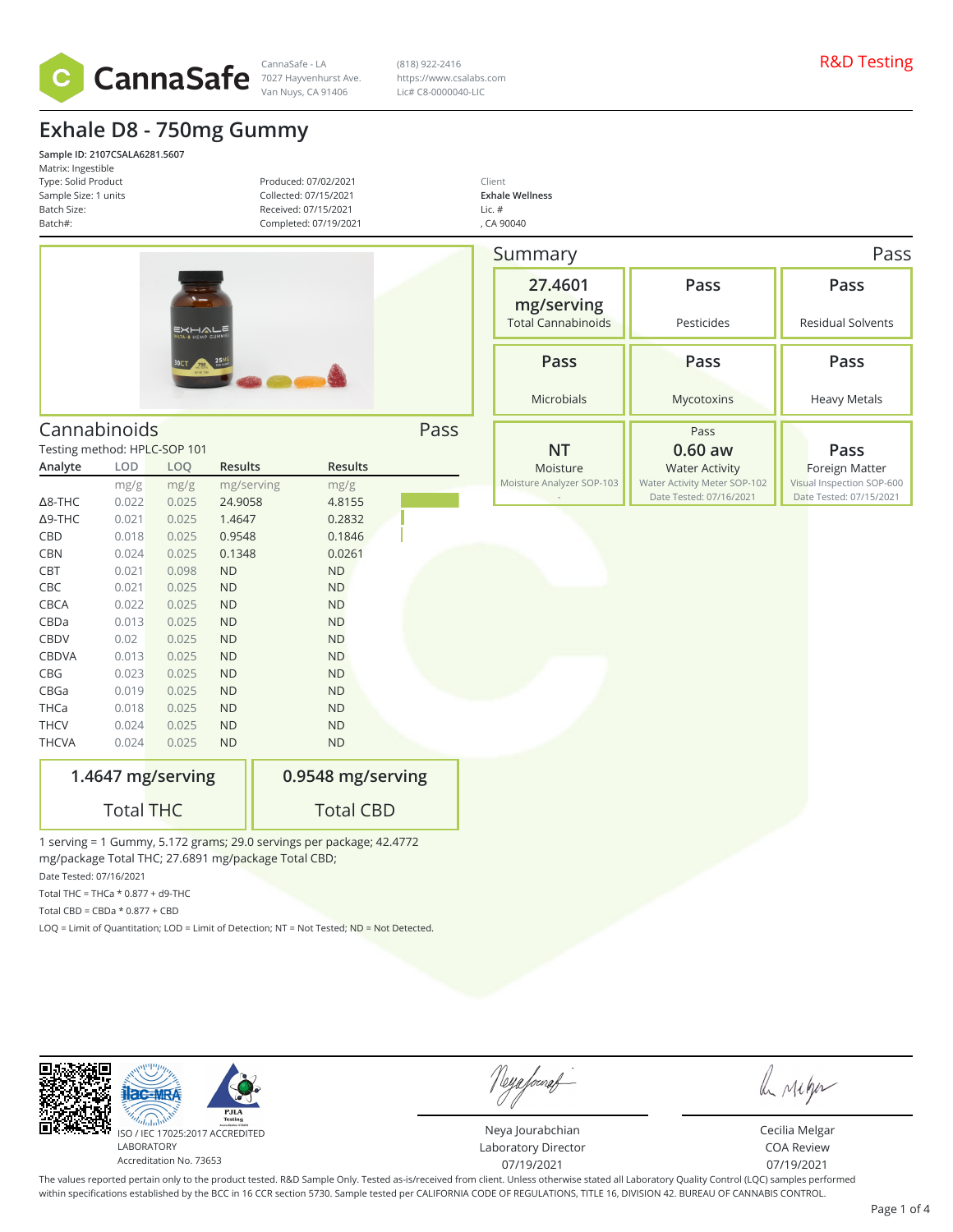CannaSafe

CannaSafe - LA
7027 Hayvenhurst Ave.
Van Nuys, CA 91406

(818) 922-2416
https://www.csalabs.com
Lic# C8-0000040-LIC

R&D Testing

# Exhale D8 - 750mg Gummy

**Sample ID: 2107CSALA6281.5607**
Matrix: Ingestible
Type: Solid Product
Sample Size: 1 units
Batch Size:
Batch#:

Produced: 07/02/2021
Collected: 07/15/2021
Received: 07/15/2021
Completed: 07/19/2021

Client
**Exhale Wellness**
Lic. #
, CA 90040

## Summary — Pass

| 27.4601 mg/serving | Pass | Pass |
|---|---|---|
| Total Cannabinoids | Pesticides | Residual Solvents |
| **Pass** | **Pass** | **Pass** |
| Microbials | Mycotoxins | Heavy Metals |
| **NT** Moisture (Moisture Analyzer SOP-103) | Pass **0.60 aw** Water Activity (Water Activity Meter SOP-102, Date Tested: 07/16/2021) | **Pass** Foreign Matter (Visual Inspection SOP-600, Date Tested: 07/15/2021) |

## Cannabinoids — Pass

Testing method: HPLC-SOP 101

| Analyte | LOD | LOQ | Results | Results |
|---|---|---|---|---|
| | mg/g | mg/g | mg/serving | mg/g |
| Δ8-THC | 0.022 | 0.025 | 24.9058 | 4.8155 |
| Δ9-THC | 0.021 | 0.025 | 1.4647 | 0.2832 |
| CBD | 0.018 | 0.025 | 0.9548 | 0.1846 |
| CBN | 0.024 | 0.025 | 0.1348 | 0.0261 |
| CBT | 0.021 | 0.098 | ND | ND |
| CBC | 0.021 | 0.025 | ND | ND |
| CBCA | 0.022 | 0.025 | ND | ND |
| CBDa | 0.013 | 0.025 | ND | ND |
| CBDV | 0.02 | 0.025 | ND | ND |
| CBDVA | 0.013 | 0.025 | ND | ND |
| CBG | 0.023 | 0.025 | ND | ND |
| CBGa | 0.019 | 0.025 | ND | ND |
| THCa | 0.018 | 0.025 | ND | ND |
| THCV | 0.024 | 0.025 | ND | ND |
| THCVA | 0.024 | 0.025 | ND | ND |

| 1.4647 mg/serving | 0.9548 mg/serving |
|---|---|
| Total THC | Total CBD |

1 serving = 1 Gummy, 5.172 grams; 29.0 servings per package; 42.4772 mg/package Total THC; 27.6891 mg/package Total CBD;

Date Tested: 07/16/2021

Total THC = THCa * 0.877 + d9-THC

Total CBD = CBDa * 0.877 + CBD

LOQ = Limit of Quantitation; LOD = Limit of Detection; NT = Not Tested; ND = Not Detected.

ISO / IEC 17025:2017 ACCREDITED LABORATORY
Accreditation No. 73653

Neya Jourabchian
Laboratory Director
07/19/2021

Cecilia Melgar
COA Review
07/19/2021

The values reported pertain only to the product tested. R&D Sample Only. Tested as-is/received from client. Unless otherwise stated all Laboratory Quality Control (LQC) samples performed within specifications established by the BCC in 16 CCR section 5730. Sample tested per CALIFORNIA CODE OF REGULATIONS, TITLE 16, DIVISION 42. BUREAU OF CANNABIS CONTROL.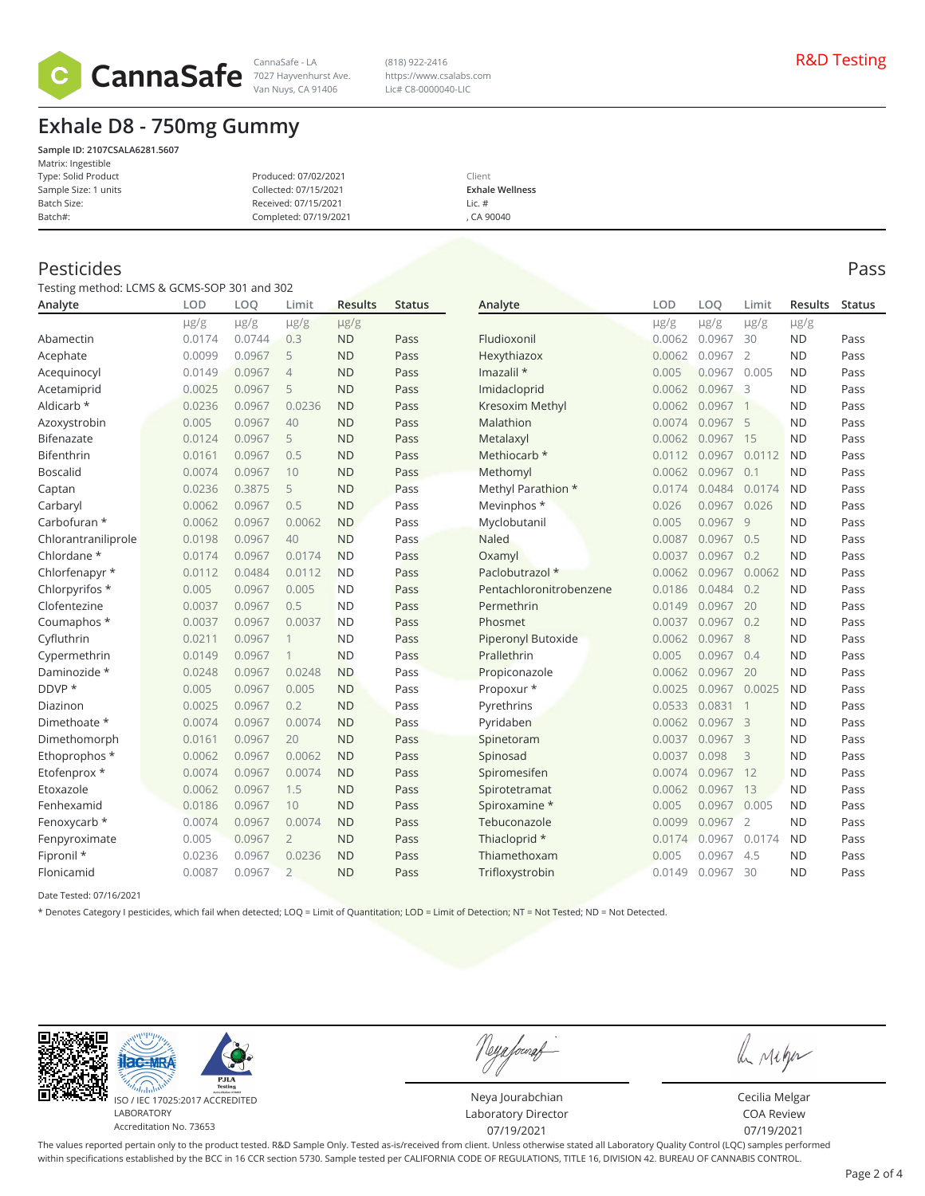CannaSafe

CannaSafe - LA
7027 Hayvenhurst Ave.
Van Nuys, CA 91406

(818) 922-2416
https://www.csalabs.com
Lic# C8-0000040-LIC

R&D Testing

# Exhale D8 - 750mg Gummy

**Sample ID: 2107CSALA6281.5607**
Matrix: Ingestible
Type: Solid Product
Sample Size: 1 units
Batch Size:
Batch#:

Produced: 07/02/2021
Collected: 07/15/2021
Received: 07/15/2021
Completed: 07/19/2021

Client
**Exhale Wellness**
Lic. #
, CA 90040

## Pesticides

**Pass**

Testing method: LCMS & GCMS-SOP 301 and 302

| Analyte | LOD | LOQ | Limit | Results | Status |
|---|---|---|---|---|---|
| | μg/g | μg/g | μg/g | μg/g | |
| Abamectin | 0.0174 | 0.0744 | 0.3 | ND | Pass |
| Acephate | 0.0099 | 0.0967 | 5 | ND | Pass |
| Acequinocyl | 0.0149 | 0.0967 | 4 | ND | Pass |
| Acetamiprid | 0.0025 | 0.0967 | 5 | ND | Pass |
| Aldicarb * | 0.0236 | 0.0967 | 0.0236 | ND | Pass |
| Azoxystrobin | 0.005 | 0.0967 | 40 | ND | Pass |
| Bifenazate | 0.0124 | 0.0967 | 5 | ND | Pass |
| Bifenthrin | 0.0161 | 0.0967 | 0.5 | ND | Pass |
| Boscalid | 0.0074 | 0.0967 | 10 | ND | Pass |
| Captan | 0.0236 | 0.3875 | 5 | ND | Pass |
| Carbaryl | 0.0062 | 0.0967 | 0.5 | ND | Pass |
| Carbofuran * | 0.0062 | 0.0967 | 0.0062 | ND | Pass |
| Chlorantraniliprole | 0.0198 | 0.0967 | 40 | ND | Pass |
| Chlordane * | 0.0174 | 0.0967 | 0.0174 | ND | Pass |
| Chlorfenapyr * | 0.0112 | 0.0484 | 0.0112 | ND | Pass |
| Chlorpyrifos * | 0.005 | 0.0967 | 0.005 | ND | Pass |
| Clofentezine | 0.0037 | 0.0967 | 0.5 | ND | Pass |
| Coumaphos * | 0.0037 | 0.0967 | 0.0037 | ND | Pass |
| Cyfluthrin | 0.0211 | 0.0967 | 1 | ND | Pass |
| Cypermethrin | 0.0149 | 0.0967 | 1 | ND | Pass |
| Daminozide * | 0.0248 | 0.0967 | 0.0248 | ND | Pass |
| DDVP * | 0.005 | 0.0967 | 0.005 | ND | Pass |
| Diazinon | 0.0025 | 0.0967 | 0.2 | ND | Pass |
| Dimethoate * | 0.0074 | 0.0967 | 0.0074 | ND | Pass |
| Dimethomorph | 0.0161 | 0.0967 | 20 | ND | Pass |
| Ethoprophos * | 0.0062 | 0.0967 | 0.0062 | ND | Pass |
| Etofenprox * | 0.0074 | 0.0967 | 0.0074 | ND | Pass |
| Etoxazole | 0.0062 | 0.0967 | 1.5 | ND | Pass |
| Fenhexamid | 0.0186 | 0.0967 | 10 | ND | Pass |
| Fenoxycarb * | 0.0074 | 0.0967 | 0.0074 | ND | Pass |
| Fenpyroximate | 0.005 | 0.0967 | 2 | ND | Pass |
| Fipronil * | 0.0236 | 0.0967 | 0.0236 | ND | Pass |
| Flonicamid | 0.0087 | 0.0967 | 2 | ND | Pass |
| Fludioxonil | 0.0062 | 0.0967 | 30 | ND | Pass |
| Hexythiazox | 0.0062 | 0.0967 | 2 | ND | Pass |
| Imazalil * | 0.005 | 0.0967 | 0.005 | ND | Pass |
| Imidacloprid | 0.0062 | 0.0967 | 3 | ND | Pass |
| Kresoxim Methyl | 0.0062 | 0.0967 | 1 | ND | Pass |
| Malathion | 0.0074 | 0.0967 | 5 | ND | Pass |
| Metalaxyl | 0.0062 | 0.0967 | 15 | ND | Pass |
| Methiocarb * | 0.0112 | 0.0967 | 0.0112 | ND | Pass |
| Methomyl | 0.0062 | 0.0967 | 0.1 | ND | Pass |
| Methyl Parathion * | 0.0174 | 0.0484 | 0.0174 | ND | Pass |
| Mevinphos * | 0.026 | 0.0967 | 0.026 | ND | Pass |
| Myclobutanil | 0.005 | 0.0967 | 9 | ND | Pass |
| Naled | 0.0087 | 0.0967 | 0.5 | ND | Pass |
| Oxamyl | 0.0037 | 0.0967 | 0.2 | ND | Pass |
| Paclobutrazol * | 0.0062 | 0.0967 | 0.0062 | ND | Pass |
| Pentachloronitrobenzene | 0.0186 | 0.0484 | 0.2 | ND | Pass |
| Permethrin | 0.0149 | 0.0967 | 20 | ND | Pass |
| Phosmet | 0.0037 | 0.0967 | 0.2 | ND | Pass |
| Piperonyl Butoxide | 0.0062 | 0.0967 | 8 | ND | Pass |
| Prallethrin | 0.005 | 0.0967 | 0.4 | ND | Pass |
| Propiconazole | 0.0062 | 0.0967 | 20 | ND | Pass |
| Propoxur * | 0.0025 | 0.0967 | 0.0025 | ND | Pass |
| Pyrethrins | 0.0533 | 0.0831 | 1 | ND | Pass |
| Pyridaben | 0.0062 | 0.0967 | 3 | ND | Pass |
| Spinetoram | 0.0037 | 0.0967 | 3 | ND | Pass |
| Spinosad | 0.0037 | 0.098 | 3 | ND | Pass |
| Spiromesifen | 0.0074 | 0.0967 | 12 | ND | Pass |
| Spirotetramat | 0.0062 | 0.0967 | 13 | ND | Pass |
| Spiroxamine * | 0.005 | 0.0967 | 0.005 | ND | Pass |
| Tebuconazole | 0.0099 | 0.0967 | 2 | ND | Pass |
| Thiacloprid * | 0.0174 | 0.0967 | 0.0174 | ND | Pass |
| Thiamethoxam | 0.005 | 0.0967 | 4.5 | ND | Pass |
| Trifloxystrobin | 0.0149 | 0.0967 | 30 | ND | Pass |

Date Tested: 07/16/2021

* Denotes Category I pesticides, which fail when detected; LOQ = Limit of Quantitation; LOD = Limit of Detection; NT = Not Tested; ND = Not Detected.

ISO / IEC 17025:2017 ACCREDITED
LABORATORY
Accreditation No. 73653

Neya Jourabchian
Laboratory Director
07/19/2021

Cecilia Melgar
COA Review
07/19/2021

The values reported pertain only to the product tested. R&D Sample Only. Tested as-is/received from client. Unless otherwise stated all Laboratory Quality Control (LQC) samples performed within specifications established by the BCC in 16 CCR section 5730. Sample tested per CALIFORNIA CODE OF REGULATIONS, TITLE 16, DIVISION 42. BUREAU OF CANNABIS CONTROL.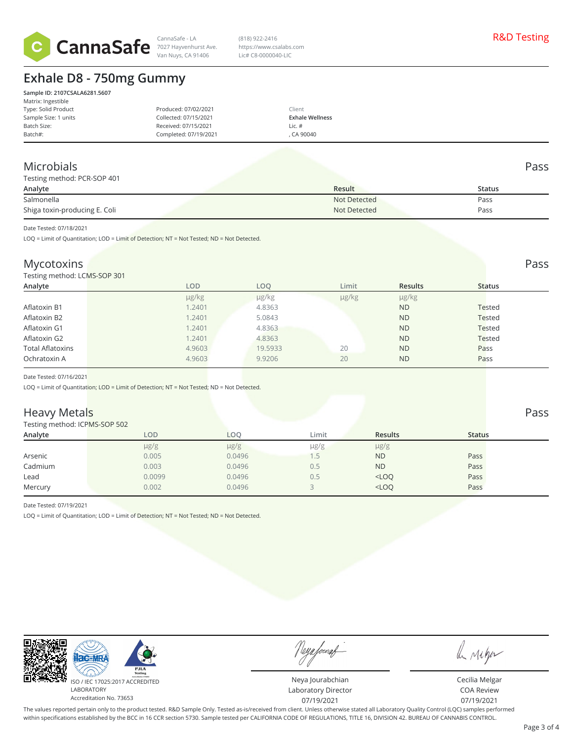CannaSafe - LA
7027 Hayvenhurst Ave.
Van Nuys, CA 91406

(818) 922-2416
https://www.csalabs.com
Lic# C8-0000040-LIC

R&D Testing

# Exhale D8 - 750mg Gummy

**Sample ID: 2107CSALA6281.5607**
Matrix: Ingestible
Type: Solid Product
Sample Size: 1 units
Batch Size:
Batch#:

Produced: 07/02/2021
Collected: 07/15/2021
Received: 07/15/2021
Completed: 07/19/2021

Client
**Exhale Wellness**
Lic. #
, CA 90040

## Microbials — Pass

Testing method: PCR-SOP 401

| Analyte | Result | Status |
|---|---|---|
| Salmonella | Not Detected | Pass |
| Shiga toxin-producing E. Coli | Not Detected | Pass |

Date Tested: 07/18/2021

LOQ = Limit of Quantitation; LOD = Limit of Detection; NT = Not Tested; ND = Not Detected.

## Mycotoxins — Pass

Testing method: LCMS-SOP 301

| Analyte | LOD | LOQ | Limit | Results | Status |
|---|---|---|---|---|---|
| | μg/kg | μg/kg | μg/kg | μg/kg | |
| Aflatoxin B1 | 1.2401 | 4.8363 | | ND | Tested |
| Aflatoxin B2 | 1.2401 | 5.0843 | | ND | Tested |
| Aflatoxin G1 | 1.2401 | 4.8363 | | ND | Tested |
| Aflatoxin G2 | 1.2401 | 4.8363 | | ND | Tested |
| Total Aflatoxins | 4.9603 | 19.5933 | 20 | ND | Pass |
| Ochratoxin A | 4.9603 | 9.9206 | 20 | ND | Pass |

Date Tested: 07/16/2021

LOQ = Limit of Quantitation; LOD = Limit of Detection; NT = Not Tested; ND = Not Detected.

## Heavy Metals — Pass

Testing method: ICPMS-SOP 502

| Analyte | LOD | LOQ | Limit | Results | Status |
|---|---|---|---|---|---|
| | μg/g | μg/g | μg/g | μg/g | |
| Arsenic | 0.005 | 0.0496 | 1.5 | ND | Pass |
| Cadmium | 0.003 | 0.0496 | 0.5 | ND | Pass |
| Lead | 0.0099 | 0.0496 | 0.5 | <LOQ | Pass |
| Mercury | 0.002 | 0.0496 | 3 | <LOQ | Pass |

Date Tested: 07/19/2021

LOQ = Limit of Quantitation; LOD = Limit of Detection; NT = Not Tested; ND = Not Detected.

ISO / IEC 17025:2017 ACCREDITED LABORATORY
Accreditation No. 73653

Neya Jourabchian
Laboratory Director
07/19/2021

Cecilia Melgar
COA Review
07/19/2021

The values reported pertain only to the product tested. R&D Sample Only. Tested as-is/received from client. Unless otherwise stated all Laboratory Quality Control (LQC) samples performed within specifications established by the BCC in 16 CCR section 5730. Sample tested per CALIFORNIA CODE OF REGULATIONS, TITLE 16, DIVISION 42. BUREAU OF CANNABIS CONTROL.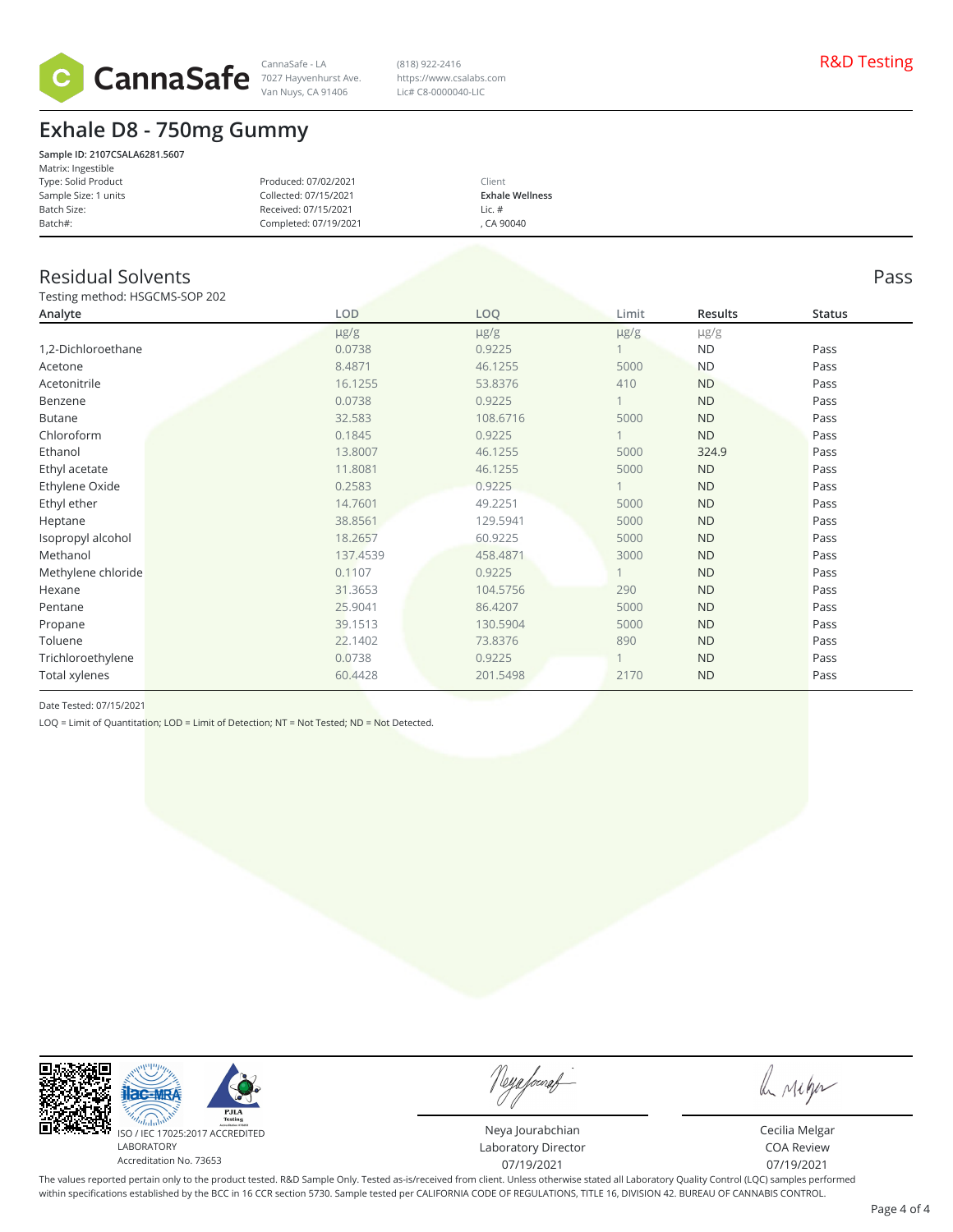CannaSafe

CannaSafe - LA
7027 Hayvenhurst Ave.
Van Nuys, CA 91406

(818) 922-2416
https://www.csalabs.com
Lic# C8-0000040-LIC

R&D Testing

# Exhale D8 - 750mg Gummy

**Sample ID: 2107CSALA6281.5607**
Matrix: Ingestible
Type: Solid Product
Sample Size: 1 units
Batch Size:
Batch#:

Produced: 07/02/2021
Collected: 07/15/2021
Received: 07/15/2021
Completed: 07/19/2021

Client
**Exhale Wellness**
Lic. #
, CA 90040

## Residual Solvents

Pass

Testing method: HSGCMS-SOP 202

| Analyte | LOD | LOQ | Limit | Results | Status |
|---|---|---|---|---|---|
| | µg/g | µg/g | µg/g | µg/g | |
| 1,2-Dichloroethane | 0.0738 | 0.9225 | 1 | ND | Pass |
| Acetone | 8.4871 | 46.1255 | 5000 | ND | Pass |
| Acetonitrile | 16.1255 | 53.8376 | 410 | ND | Pass |
| Benzene | 0.0738 | 0.9225 | 1 | ND | Pass |
| Butane | 32.583 | 108.6716 | 5000 | ND | Pass |
| Chloroform | 0.1845 | 0.9225 | 1 | ND | Pass |
| Ethanol | 13.8007 | 46.1255 | 5000 | 324.9 | Pass |
| Ethyl acetate | 11.8081 | 46.1255 | 5000 | ND | Pass |
| Ethylene Oxide | 0.2583 | 0.9225 | 1 | ND | Pass |
| Ethyl ether | 14.7601 | 49.2251 | 5000 | ND | Pass |
| Heptane | 38.8561 | 129.5941 | 5000 | ND | Pass |
| Isopropyl alcohol | 18.2657 | 60.9225 | 5000 | ND | Pass |
| Methanol | 137.4539 | 458.4871 | 3000 | ND | Pass |
| Methylene chloride | 0.1107 | 0.9225 | 1 | ND | Pass |
| Hexane | 31.3653 | 104.5756 | 290 | ND | Pass |
| Pentane | 25.9041 | 86.4207 | 5000 | ND | Pass |
| Propane | 39.1513 | 130.5904 | 5000 | ND | Pass |
| Toluene | 22.1402 | 73.8376 | 890 | ND | Pass |
| Trichloroethylene | 0.0738 | 0.9225 | 1 | ND | Pass |
| Total xylenes | 60.4428 | 201.5498 | 2170 | ND | Pass |

Date Tested: 07/15/2021

LOQ = Limit of Quantitation; LOD = Limit of Detection; NT = Not Tested; ND = Not Detected.

ISO / IEC 17025:2017 ACCREDITED
LABORATORY
Accreditation No. 73653

Neya Jourabchian
Laboratory Director
07/19/2021

Cecilia Melgar
COA Review
07/19/2021

The values reported pertain only to the product tested. R&D Sample Only. Tested as-is/received from client. Unless otherwise stated all Laboratory Quality Control (LQC) samples performed within specifications established by the BCC in 16 CCR section 5730. Sample tested per CALIFORNIA CODE OF REGULATIONS, TITLE 16, DIVISION 42. BUREAU OF CANNABIS CONTROL.